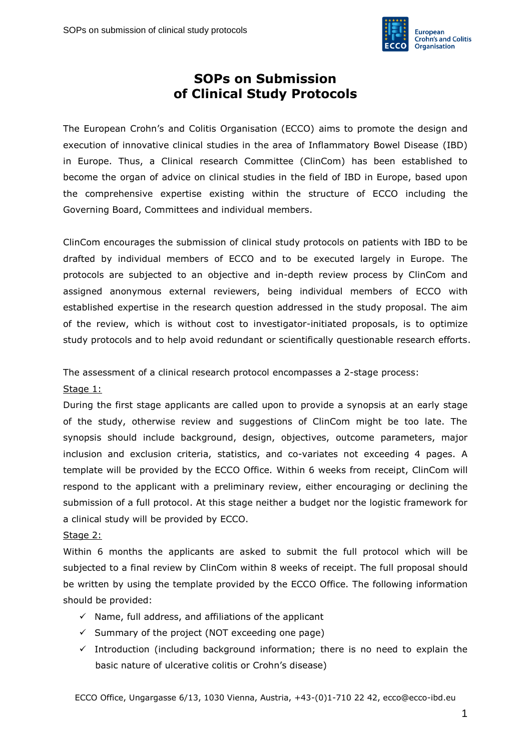# SOPs on Submission of Clinical Study Protocols

The European Crohn's and Colitis Organisation (ECCO) aims to promote the design and execution of innovative clinical studies in the area of Inflammatory Bowel Disease (IBD) in Europe. Thus, a Clinical research Committee (ClinCom) has been established to become the organ of advice on clinical studies in the field of IBD in Europe, based upon the comprehensive expertise existing within the structure of ECCO including the Governing Board, Committees and individual members.

ClinCom encourages the submission of clinical study protocols on patients with IBD to be drafted by individual members of ECCO and to be executed largely in Europe. The protocols are subjected to an objective and in-depth review process by ClinCom and assigned anonymous external reviewers, being individual members of ECCO with established expertise in the research question addressed in the study proposal. The aim of the review, which is without cost to investigator-initiated proposals, is to optimize study protocols and to help avoid redundant or scientifically questionable research efforts.

The assessment of a clinical research protocol encompasses a 2-stage process:

Stage 1:

During the first stage applicants are called upon to provide a synopsis at an early stage of the study, otherwise review and suggestions of ClinCom might be too late. The synopsis should include background, design, objectives, outcome parameters, major inclusion and exclusion criteria, statistics, and co-variates not exceeding 4 pages. A template will be provided by the ECCO Office. Within 6 weeks from receipt, ClinCom will respond to the applicant with a preliminary review, either encouraging or declining the submission of a full protocol. At this stage neither a budget nor the logistic framework for a clinical study will be provided by ECCO.

Stage 2:

Within 6 months the applicants are asked to submit the full protocol which will be subjected to a final review by ClinCom within 8 weeks of receipt. The full proposal should be written by using the template provided by the ECCO Office. The following information should be provided:

- ✓ Name, full address, and affiliations of the applicant
- ✓ Summary of the project (NOT exceeding one page)
- ✓ Introduction (including background information; there is no need to explain the basic nature of ulcerative colitis or Crohn's disease)

ECCO Office, Ungargasse 6/13, 1030 Vienna, Austria, +43-(0)1-710 22 42, ecco@ecco-ibd.eu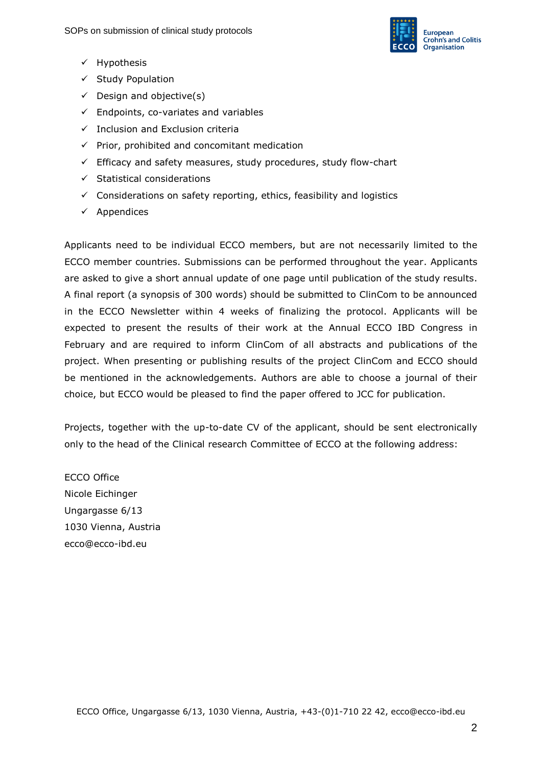- ✓ Hypothesis
- ✓ Study Population
- ✓ Design and objective(s)
- ✓ Endpoints, co-variates and variables
- ✓ Inclusion and Exclusion criteria
- ✓ Prior, prohibited and concomitant medication
- ✓ Efficacy and safety measures, study procedures, study flow-chart
- ✓ Statistical considerations
- ✓ Considerations on safety reporting, ethics, feasibility and logistics
- ✓ Appendices

Applicants need to be individual ECCO members, but are not necessarily limited to the ECCO member countries. Submissions can be performed throughout the year. Applicants are asked to give a short annual update of one page until publication of the study results. A final report (a synopsis of 300 words) should be submitted to ClinCom to be announced in the ECCO Newsletter within 4 weeks of finalizing the protocol. Applicants will be expected to present the results of their work at the Annual ECCO IBD Congress in February and are required to inform ClinCom of all abstracts and publications of the project. When presenting or publishing results of the project ClinCom and ECCO should be mentioned in the acknowledgements. Authors are able to choose a journal of their choice, but ECCO would be pleased to find the paper offered to JCC for publication.

Projects, together with the up-to-date CV of the applicant, should be sent electronically only to the head of the Clinical research Committee of ECCO at the following address:

ECCO Office
Nicole Eichinger
Ungargasse 6/13
1030 Vienna, Austria
ecco@ecco-ibd.eu